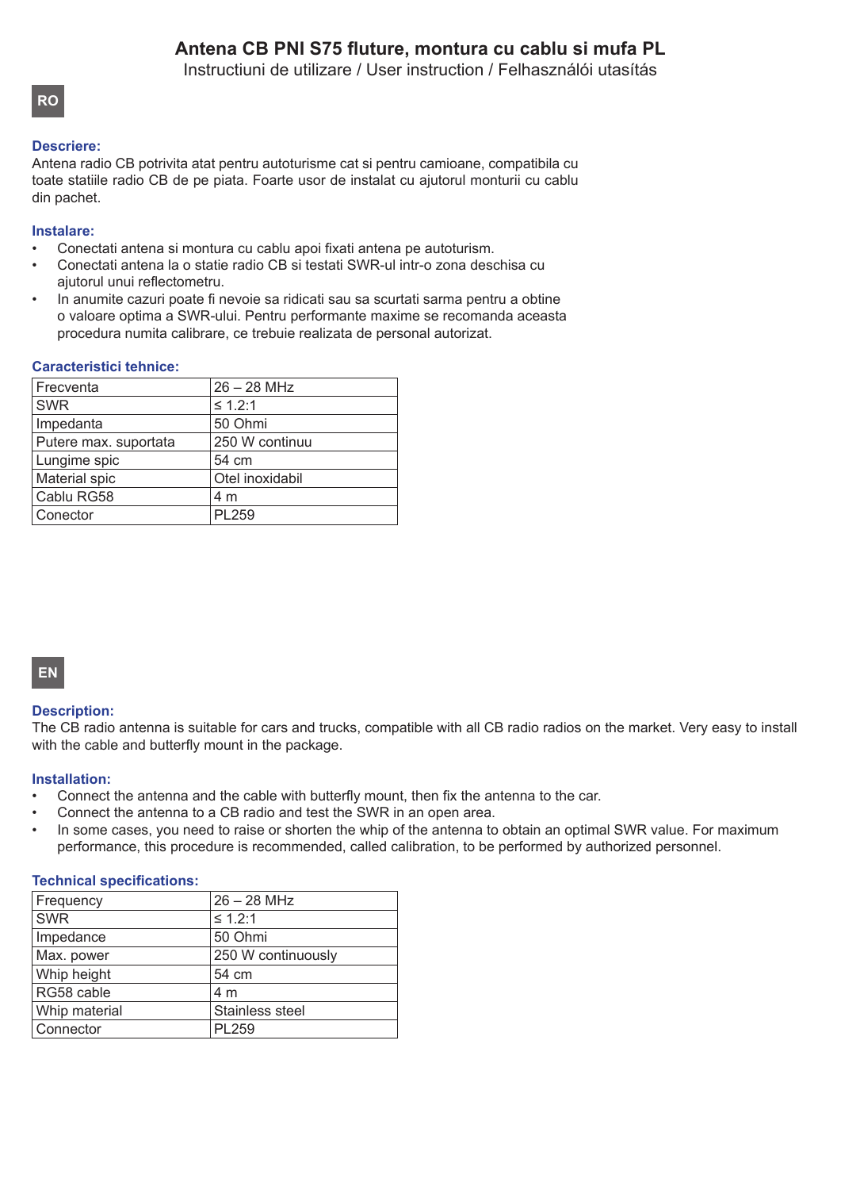# Antena CB PNI S75 fluture, montura cu cablu si mufa PL

Instructiuni de utilizare / User instruction / Felhasználói utasítás

## RO

### Descriere:

Antena radio CB potrivita atat pentru autoturisme cat si pentru camioane, compatibila cu toate statiile radio CB de pe piata. Foarte usor de instalat cu ajutorul monturii cu cablu din pachet.

### Instalare:

- Conectati antena si montura cu cablu apoi fixati antena pe autoturism.
- Conectati antena la o statie radio CB si testati SWR-ul intr-o zona deschisa cu ajutorul unui reflectometru.
- In anumite cazuri poate fi nevoie sa ridicati sau sa scurtati sarma pentru a obtine o valoare optima a SWR-ului. Pentru performante maxime se recomanda aceasta procedura numita calibrare, ce trebuie realizata de personal autorizat.

### Caracteristici tehnice:

| | |
|---|---|
| Frecventa | 26 – 28 MHz |
| SWR | ≤ 1.2:1 |
| Impedanta | 50 Ohmi |
| Putere max. suportata | 250 W continuu |
| Lungime spic | 54 cm |
| Material spic | Otel inoxidabil |
| Cablu RG58 | 4 m |
| Conector | PL259 |

## EN

### Description:

The CB radio antenna is suitable for cars and trucks, compatible with all CB radio radios on the market. Very easy to install with the cable and butterfly mount in the package.

### Installation:

- Connect the antenna and the cable with butterfly mount, then fix the antenna to the car.
- Connect the antenna to a CB radio and test the SWR in an open area.
- In some cases, you need to raise or shorten the whip of the antenna to obtain an optimal SWR value. For maximum performance, this procedure is recommended, called calibration, to be performed by authorized personnel.

### Technical specifications:

| | |
|---|---|
| Frequency | 26 – 28 MHz |
| SWR | ≤ 1.2:1 |
| Impedance | 50 Ohmi |
| Max. power | 250 W continuously |
| Whip height | 54 cm |
| RG58 cable | 4 m |
| Whip material | Stainless steel |
| Connector | PL259 |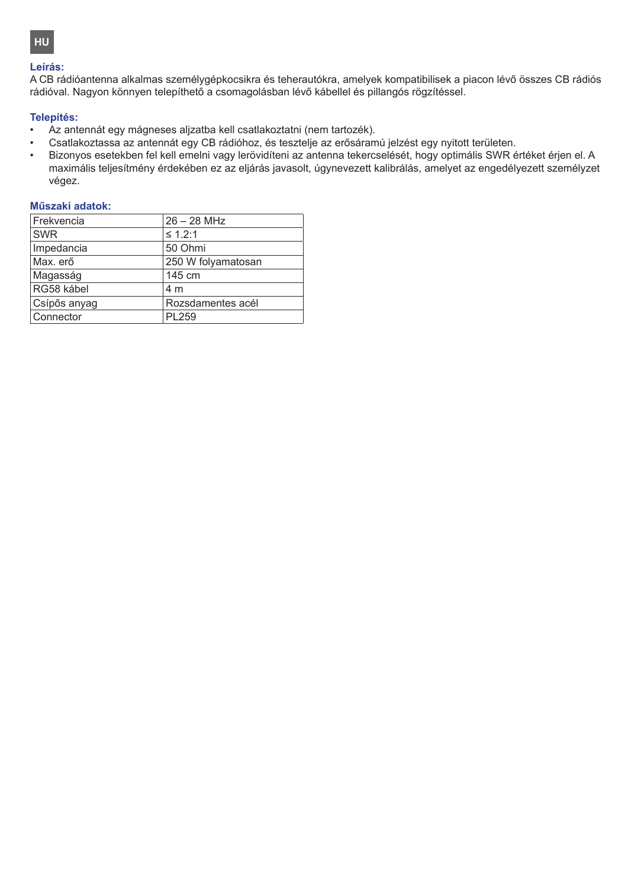HU

**Leírás:**
A CB rádióantenna alkalmas személygépkocsikra és teherautókra, amelyek kompatibilisek a piacon lévő összes CB rádiós rádióval. Nagyon könnyen telepíthető a csomagolásban lévő kábellel és pillangós rögzítéssel.

**Telepítés:**
- Az antennát egy mágneses aljzatba kell csatlakoztatni (nem tartozék).
- Csatlakoztassa az antennát egy CB rádióhoz, és tesztelje az erősáramú jelzést egy nyitott területen.
- Bizonyos esetekben fel kell emelni vagy lerövidíteni az antenna tekercselését, hogy optimális SWR értéket érjen el. A maximális teljesítmény érdekében ez az eljárás javasolt, úgynevezett kalibrálás, amelyet az engedélyezett személyzet végez.

**Műszaki adatok:**

| | |
|---|---|
| Frekvencia | 26 – 28 MHz |
| SWR | ≤ 1.2:1 |
| Impedancia | 50 Ohmi |
| Max. erő | 250 W folyamatosan |
| Magasság | 145 cm |
| RG58 kábel | 4 m |
| Csípős anyag | Rozsdamentes acél |
| Connector | PL259 |